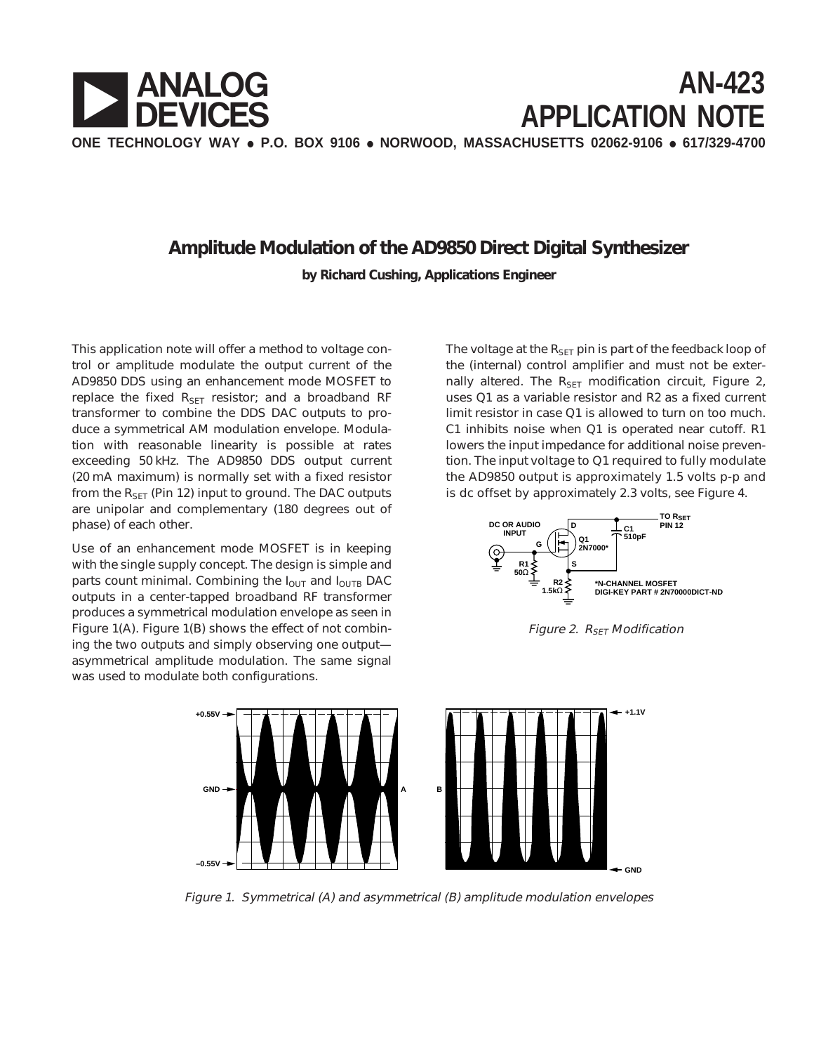# ANALOG DEVICES

# AN-423 APPLICATION NOTE

ONE TECHNOLOGY WAY • P.O. BOX 9106 • NORWOOD, MASSACHUSETTS 02062-9106 • 617/329-4700

## Amplitude Modulation of the AD9850 Direct Digital Synthesizer

**by Richard Cushing, Applications Engineer**

This application note will offer a method to voltage control or amplitude modulate the output current of the AD9850 DDS using an enhancement mode MOSFET to replace the fixed $R_{SET}$ resistor; and a broadband RF transformer to combine the DDS DAC outputs to produce a symmetrical AM modulation envelope. Modulation with reasonable linearity is possible at rates exceeding 50 kHz. The AD9850 DDS output current (20 mA maximum) is normally set with a fixed resistor from the $R_{SET}$ (Pin 12) input to ground. The DAC outputs are unipolar and complementary (180 degrees out of phase) of each other.

Use of an enhancement mode MOSFET is in keeping with the single supply concept. The design is simple and parts count minimal. Combining the $I_{OUT}$ and $I_{OUTB}$ DAC outputs in a center-tapped broadband RF transformer produces a symmetrical modulation envelope as seen in Figure 1(A). Figure 1(B) shows the effect of not combining the two outputs and simply observing one output—asymmetrical amplitude modulation. The same signal was used to modulate both configurations.

The voltage at the $R_{SET}$ pin is part of the feedback loop of the (internal) control amplifier and must not be externally altered. The $R_{SET}$ modification circuit, Figure 2, uses Q1 as a variable resistor and R2 as a fixed current limit resistor in case Q1 is allowed to turn on too much. C1 inhibits noise when Q1 is operated near cutoff. R1 lowers the input impedance for additional noise prevention. The input voltage to Q1 required to fully modulate the AD9850 output is approximately 1.5 volts p-p and is dc offset by approximately 2.3 volts, see Figure 4.

DC OR AUDIO INPUT; G; D; S; Q1 2N7000*; C1 510pF; TO $R_{SET}$ PIN 12; R1 50Ω; R2 1.5kΩ

*N-CHANNEL MOSFET DIGI-KEY PART # 2N70000DICT-ND

*Figure 2. $R_{SET}$ Modification*

A: +0.55V, GND, –0.55V — B: +1.1V, GND

*Figure 1. Symmetrical (A) and asymmetrical (B) amplitude modulation envelopes*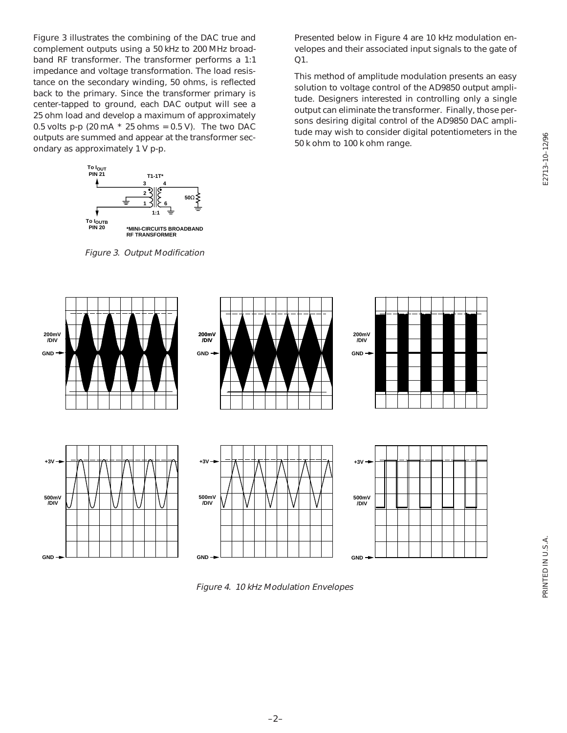Figure 3 illustrates the combining of the DAC true and complement outputs using a 50 kHz to 200 MHz broadband RF transformer. The transformer performs a 1:1 impedance and voltage transformation. The load resistance on the secondary winding, 50 ohms, is reflected back to the primary. Since the transformer primary is center-tapped to ground, each DAC output will see a 25 ohm load and develop a maximum of approximately 0.5 volts p-p (20 mA * 25 ohms = 0.5 V). The two DAC outputs are summed and appear at the transformer secondary as approximately 1 V p-p.

To $I_{OUT}$
PIN 21

T1-1T*

3 4 2 1 6

50Ω

1:1

To $I_{OUTB}$
PIN 20

*MINI-CIRCUITS BROADBAND RF TRANSFORMER

*Figure 3. Output Modification*

Presented below in Figure 4 are 10 kHz modulation envelopes and their associated input signals to the gate of Q1.

This method of amplitude modulation presents an easy solution to voltage control of the AD9850 output amplitude. Designers interested in controlling only a single output can eliminate the transformer. Finally, those persons desiring digital control of the AD9850 DAC amplitude may wish to consider digital potentiometers in the 50 k ohm to 100 k ohm range.

200mV /DIV

GND

200mV /DIV

GND

200mV /DIV

GND

+3V

500mV /DIV

GND

+3V

500mV /DIV

GND

+3V

500mV /DIV

GND

*Figure 4. 10 kHz Modulation Envelopes*